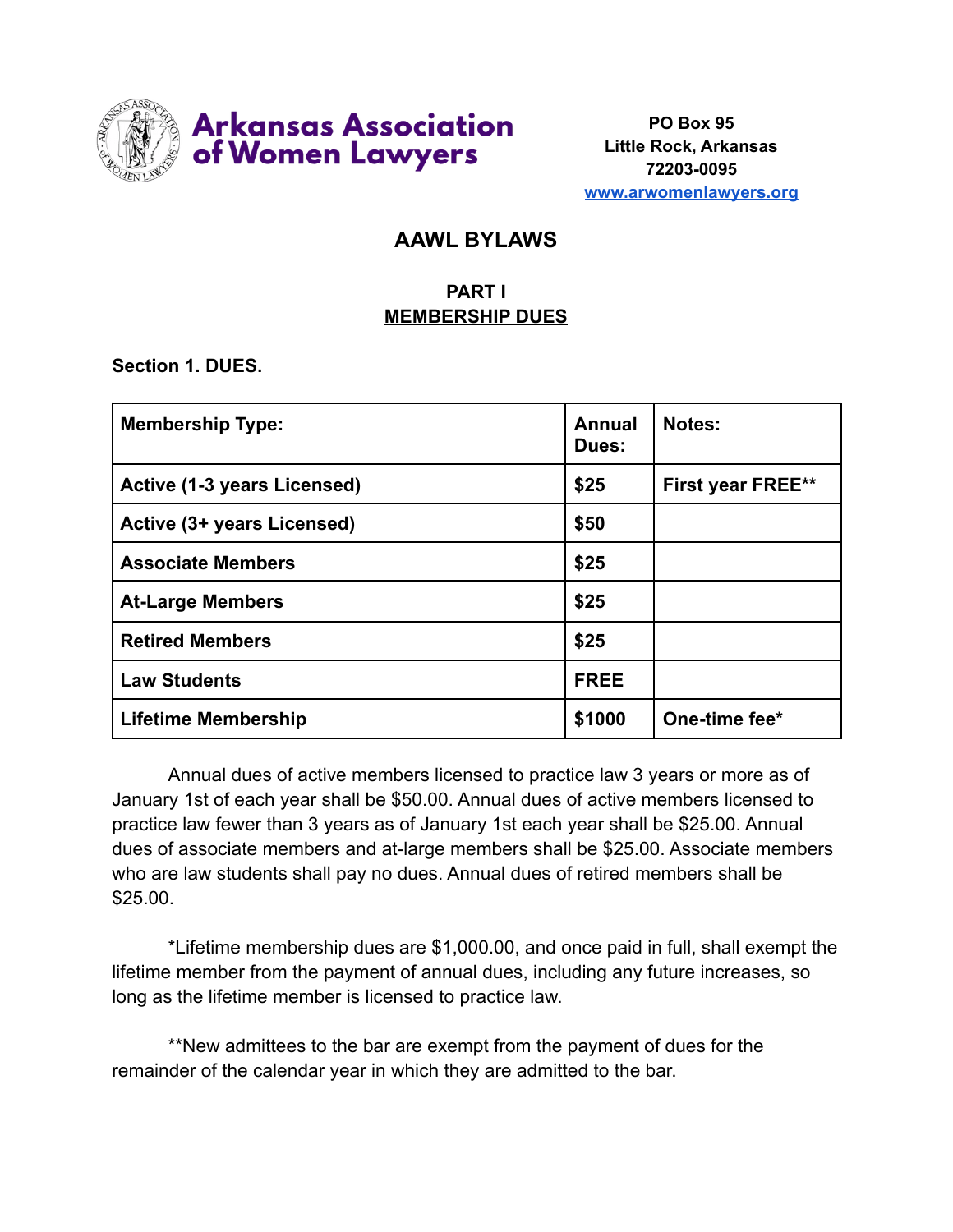**Arkansas Association of Women Lawyers**

PO Box 95
Little Rock, Arkansas
72203-0095
www.arwomenlawyers.org

# AAWL BYLAWS

## PART I
## MEMBERSHIP DUES

**Section 1. DUES.**

| Membership Type: | Annual Dues: | Notes: |
|---|---|---|
| Active (1-3 years Licensed) | $25 | First year FREE** |
| Active (3+ years Licensed) | $50 | |
| Associate Members | $25 | |
| At-Large Members | $25 | |
| Retired Members | $25 | |
| Law Students | FREE | |
| Lifetime Membership | $1000 | One-time fee* |

Annual dues of active members licensed to practice law 3 years or more as of January 1st of each year shall be $50.00. Annual dues of active members licensed to practice law fewer than 3 years as of January 1st each year shall be $25.00. Annual dues of associate members and at-large members shall be $25.00. Associate members who are law students shall pay no dues. Annual dues of retired members shall be $25.00.

*Lifetime membership dues are $1,000.00, and once paid in full, shall exempt the lifetime member from the payment of annual dues, including any future increases, so long as the lifetime member is licensed to practice law.

**New admittees to the bar are exempt from the payment of dues for the remainder of the calendar year in which they are admitted to the bar.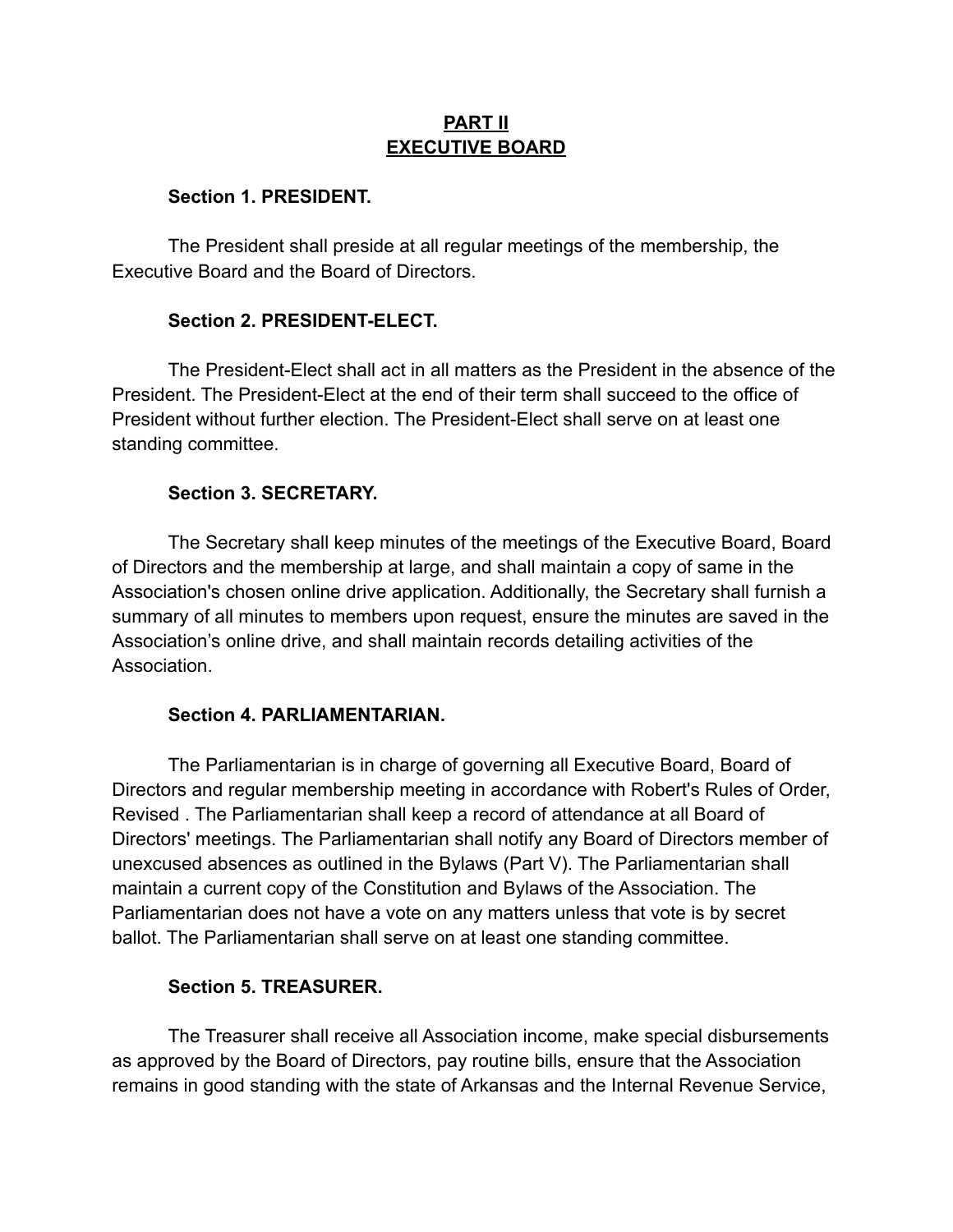## PART II
## EXECUTIVE BOARD

**Section 1. PRESIDENT.**

The President shall preside at all regular meetings of the membership, the Executive Board and the Board of Directors.

**Section 2. PRESIDENT-ELECT.**

The President-Elect shall act in all matters as the President in the absence of the President. The President-Elect at the end of their term shall succeed to the office of President without further election. The President-Elect shall serve on at least one standing committee.

**Section 3. SECRETARY.**

The Secretary shall keep minutes of the meetings of the Executive Board, Board of Directors and the membership at large, and shall maintain a copy of same in the Association's chosen online drive application. Additionally, the Secretary shall furnish a summary of all minutes to members upon request, ensure the minutes are saved in the Association's online drive, and shall maintain records detailing activities of the Association.

**Section 4. PARLIAMENTARIAN.**

The Parliamentarian is in charge of governing all Executive Board, Board of Directors and regular membership meeting in accordance with Robert's Rules of Order, Revised . The Parliamentarian shall keep a record of attendance at all Board of Directors' meetings. The Parliamentarian shall notify any Board of Directors member of unexcused absences as outlined in the Bylaws (Part V). The Parliamentarian shall maintain a current copy of the Constitution and Bylaws of the Association. The Parliamentarian does not have a vote on any matters unless that vote is by secret ballot. The Parliamentarian shall serve on at least one standing committee.

**Section 5. TREASURER.**

The Treasurer shall receive all Association income, make special disbursements as approved by the Board of Directors, pay routine bills, ensure that the Association remains in good standing with the state of Arkansas and the Internal Revenue Service,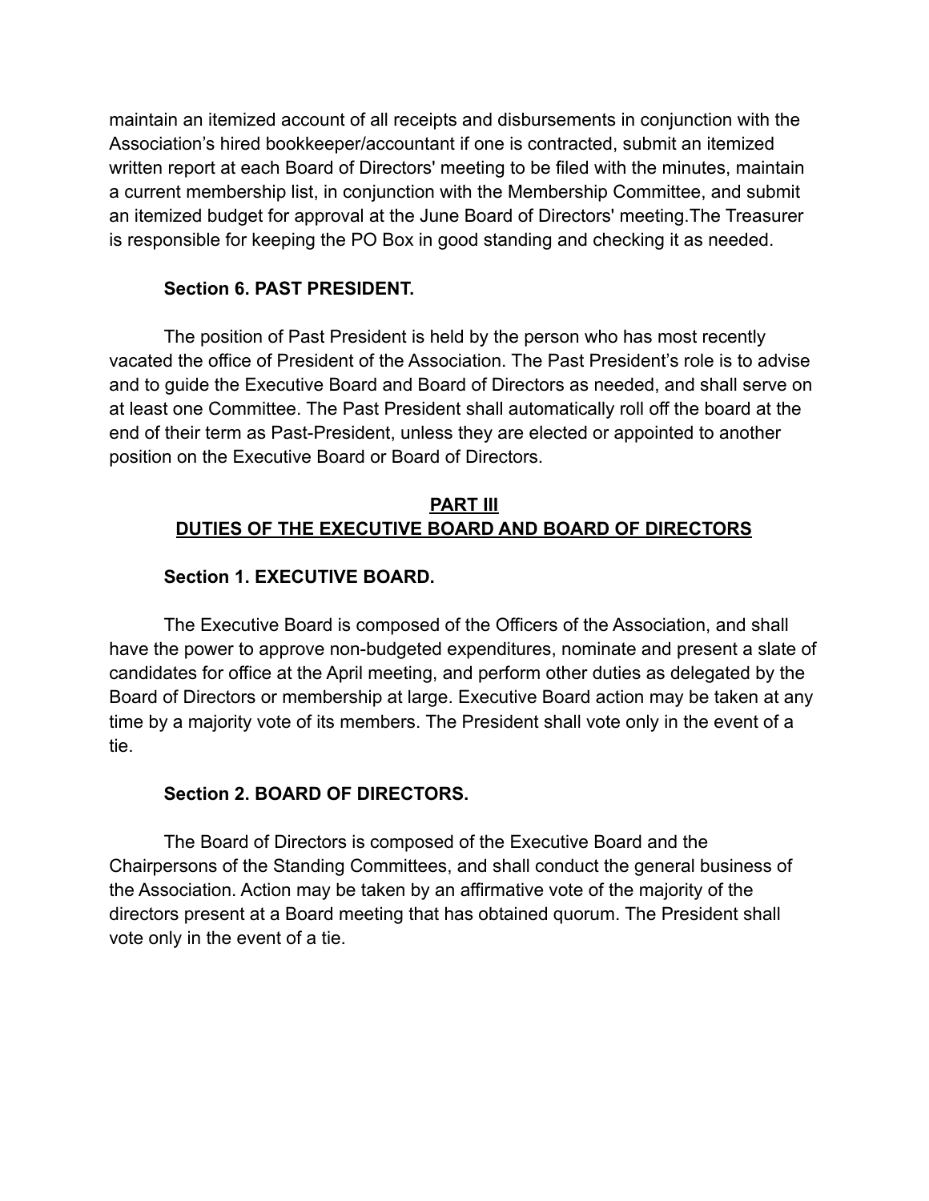maintain an itemized account of all receipts and disbursements in conjunction with the Association's hired bookkeeper/accountant if one is contracted, submit an itemized written report at each Board of Directors' meeting to be filed with the minutes, maintain a current membership list, in conjunction with the Membership Committee, and submit an itemized budget for approval at the June Board of Directors' meeting.The Treasurer is responsible for keeping the PO Box in good standing and checking it as needed.

**Section 6. PAST PRESIDENT.**

The position of Past President is held by the person who has most recently vacated the office of President of the Association. The Past President's role is to advise and to guide the Executive Board and Board of Directors as needed, and shall serve on at least one Committee. The Past President shall automatically roll off the board at the end of their term as Past-President, unless they are elected or appointed to another position on the Executive Board or Board of Directors.

## PART III
## DUTIES OF THE EXECUTIVE BOARD AND BOARD OF DIRECTORS

**Section 1. EXECUTIVE BOARD.**

The Executive Board is composed of the Officers of the Association, and shall have the power to approve non-budgeted expenditures, nominate and present a slate of candidates for office at the April meeting, and perform other duties as delegated by the Board of Directors or membership at large. Executive Board action may be taken at any time by a majority vote of its members. The President shall vote only in the event of a tie.

**Section 2. BOARD OF DIRECTORS.**

The Board of Directors is composed of the Executive Board and the Chairpersons of the Standing Committees, and shall conduct the general business of the Association. Action may be taken by an affirmative vote of the majority of the directors present at a Board meeting that has obtained quorum. The President shall vote only in the event of a tie.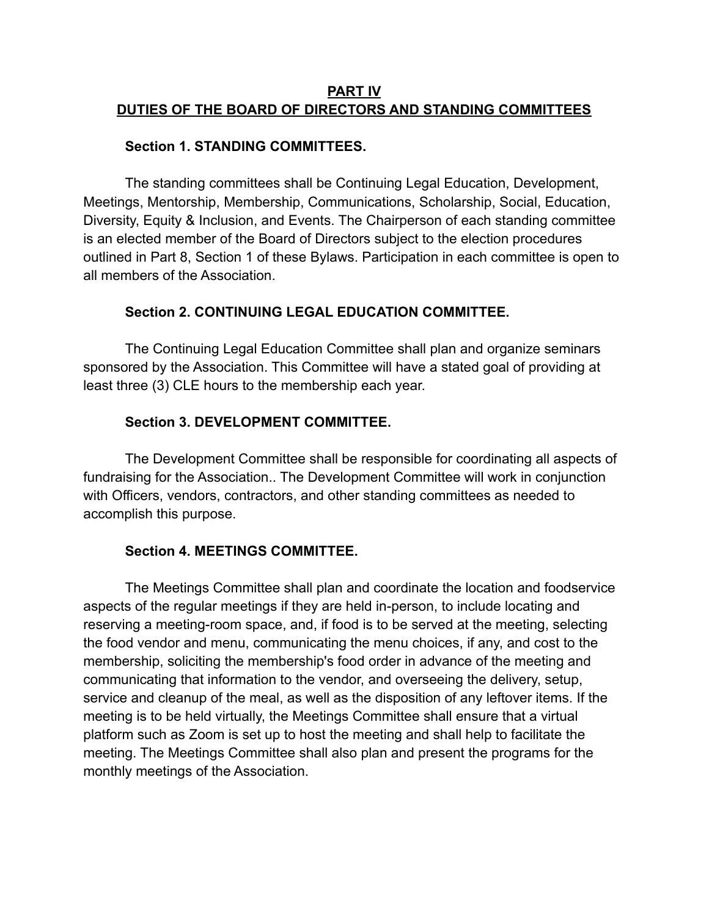## PART IV
## DUTIES OF THE BOARD OF DIRECTORS AND STANDING COMMITTEES

### Section 1. STANDING COMMITTEES.

The standing committees shall be Continuing Legal Education, Development, Meetings, Mentorship, Membership, Communications, Scholarship, Social, Education, Diversity, Equity & Inclusion, and Events. The Chairperson of each standing committee is an elected member of the Board of Directors subject to the election procedures outlined in Part 8, Section 1 of these Bylaws. Participation in each committee is open to all members of the Association.

### Section 2. CONTINUING LEGAL EDUCATION COMMITTEE.

The Continuing Legal Education Committee shall plan and organize seminars sponsored by the Association. This Committee will have a stated goal of providing at least three (3) CLE hours to the membership each year.

### Section 3. DEVELOPMENT COMMITTEE.

The Development Committee shall be responsible for coordinating all aspects of fundraising for the Association.. The Development Committee will work in conjunction with Officers, vendors, contractors, and other standing committees as needed to accomplish this purpose.

### Section 4. MEETINGS COMMITTEE.

The Meetings Committee shall plan and coordinate the location and foodservice aspects of the regular meetings if they are held in-person, to include locating and reserving a meeting-room space, and, if food is to be served at the meeting, selecting the food vendor and menu, communicating the menu choices, if any, and cost to the membership, soliciting the membership's food order in advance of the meeting and communicating that information to the vendor, and overseeing the delivery, setup, service and cleanup of the meal, as well as the disposition of any leftover items. If the meeting is to be held virtually, the Meetings Committee shall ensure that a virtual platform such as Zoom is set up to host the meeting and shall help to facilitate the meeting. The Meetings Committee shall also plan and present the programs for the monthly meetings of the Association.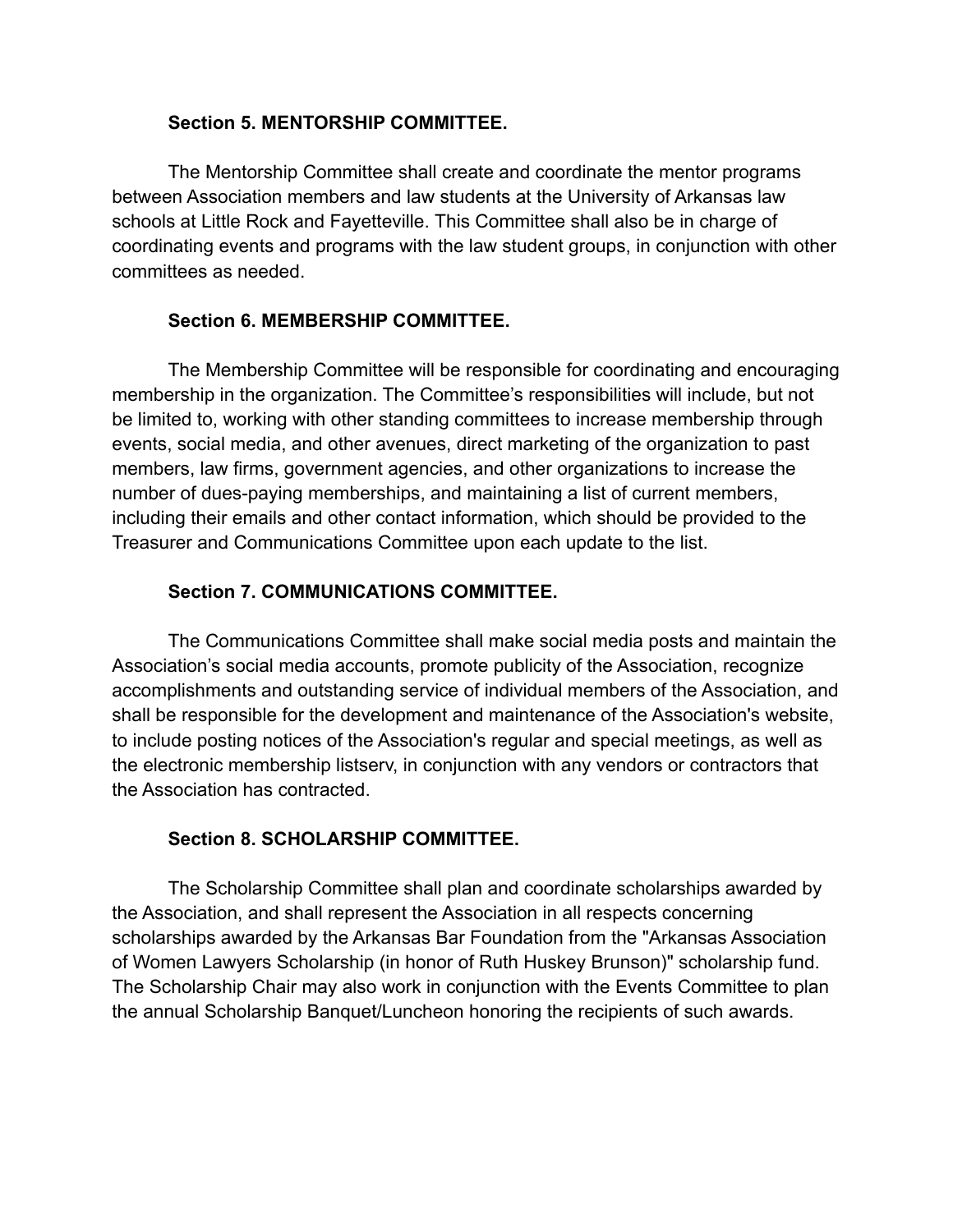**Section 5. MENTORSHIP COMMITTEE.**

The Mentorship Committee shall create and coordinate the mentor programs between Association members and law students at the University of Arkansas law schools at Little Rock and Fayetteville. This Committee shall also be in charge of coordinating events and programs with the law student groups, in conjunction with other committees as needed.

**Section 6. MEMBERSHIP COMMITTEE.**

The Membership Committee will be responsible for coordinating and encouraging membership in the organization. The Committee's responsibilities will include, but not be limited to, working with other standing committees to increase membership through events, social media, and other avenues, direct marketing of the organization to past members, law firms, government agencies, and other organizations to increase the number of dues-paying memberships, and maintaining a list of current members, including their emails and other contact information, which should be provided to the Treasurer and Communications Committee upon each update to the list.

**Section 7. COMMUNICATIONS COMMITTEE.**

The Communications Committee shall make social media posts and maintain the Association's social media accounts, promote publicity of the Association, recognize accomplishments and outstanding service of individual members of the Association, and shall be responsible for the development and maintenance of the Association's website, to include posting notices of the Association's regular and special meetings, as well as the electronic membership listserv, in conjunction with any vendors or contractors that the Association has contracted.

**Section 8. SCHOLARSHIP COMMITTEE.**

The Scholarship Committee shall plan and coordinate scholarships awarded by the Association, and shall represent the Association in all respects concerning scholarships awarded by the Arkansas Bar Foundation from the "Arkansas Association of Women Lawyers Scholarship (in honor of Ruth Huskey Brunson)" scholarship fund. The Scholarship Chair may also work in conjunction with the Events Committee to plan the annual Scholarship Banquet/Luncheon honoring the recipients of such awards.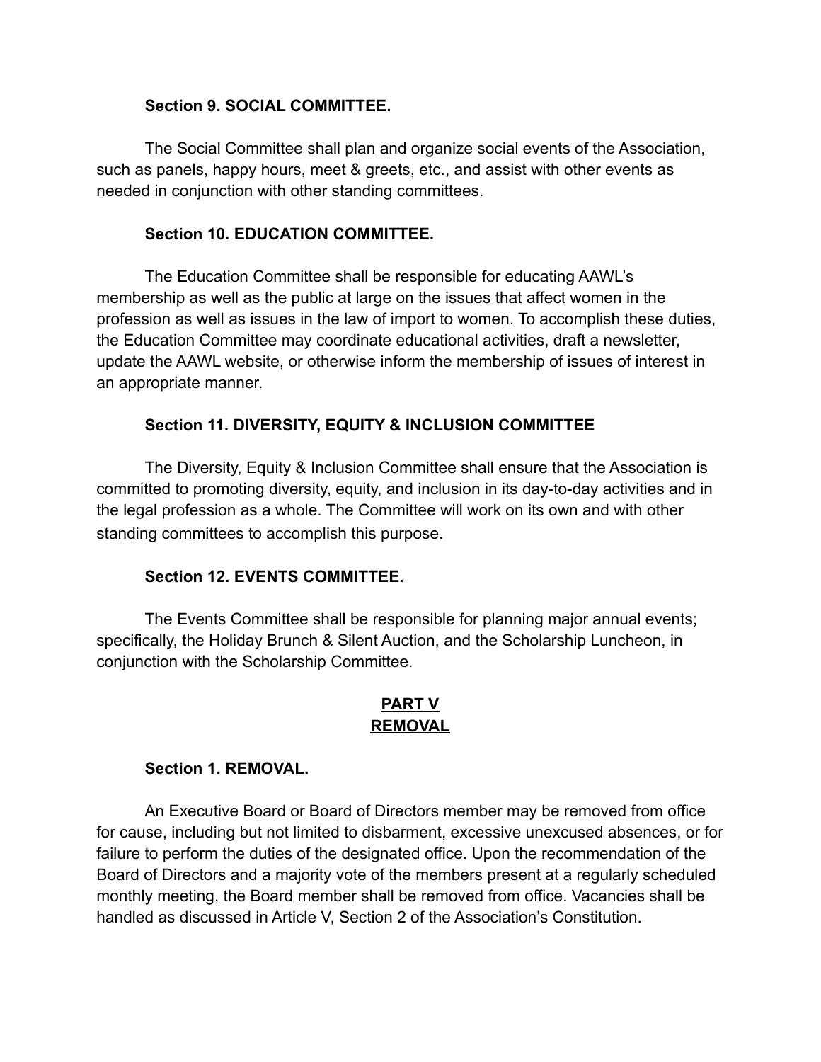**Section 9. SOCIAL COMMITTEE.**

The Social Committee shall plan and organize social events of the Association, such as panels, happy hours, meet & greets, etc., and assist with other events as needed in conjunction with other standing committees.

**Section 10. EDUCATION COMMITTEE.**

The Education Committee shall be responsible for educating AAWL's membership as well as the public at large on the issues that affect women in the profession as well as issues in the law of import to women. To accomplish these duties, the Education Committee may coordinate educational activities, draft a newsletter, update the AAWL website, or otherwise inform the membership of issues of interest in an appropriate manner.

**Section 11. DIVERSITY, EQUITY & INCLUSION COMMITTEE**

The Diversity, Equity & Inclusion Committee shall ensure that the Association is committed to promoting diversity, equity, and inclusion in its day-to-day activities and in the legal profession as a whole. The Committee will work on its own and with other standing committees to accomplish this purpose.

**Section 12. EVENTS COMMITTEE.**

The Events Committee shall be responsible for planning major annual events; specifically, the Holiday Brunch & Silent Auction, and the Scholarship Luncheon, in conjunction with the Scholarship Committee.

## PART V
## REMOVAL

**Section 1. REMOVAL.**

An Executive Board or Board of Directors member may be removed from office for cause, including but not limited to disbarment, excessive unexcused absences, or for failure to perform the duties of the designated office. Upon the recommendation of the Board of Directors and a majority vote of the members present at a regularly scheduled monthly meeting, the Board member shall be removed from office. Vacancies shall be handled as discussed in Article V, Section 2 of the Association's Constitution.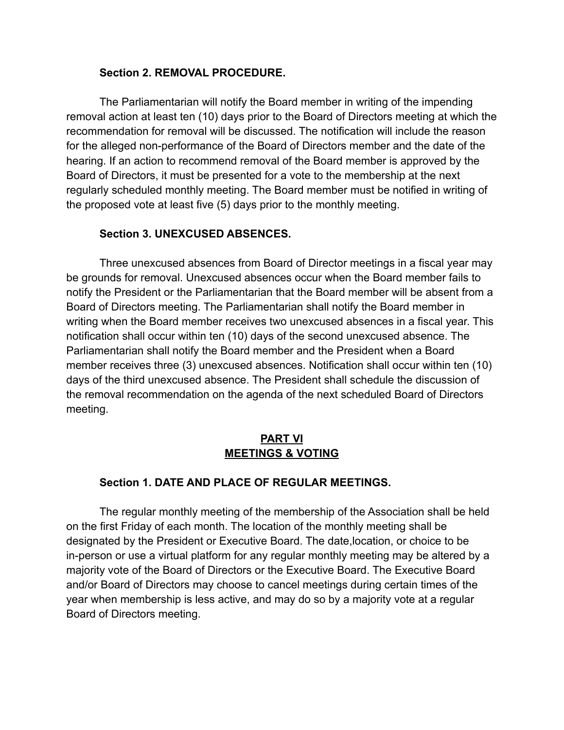**Section 2. REMOVAL PROCEDURE.**

The Parliamentarian will notify the Board member in writing of the impending removal action at least ten (10) days prior to the Board of Directors meeting at which the recommendation for removal will be discussed. The notification will include the reason for the alleged non-performance of the Board of Directors member and the date of the hearing. If an action to recommend removal of the Board member is approved by the Board of Directors, it must be presented for a vote to the membership at the next regularly scheduled monthly meeting. The Board member must be notified in writing of the proposed vote at least five (5) days prior to the monthly meeting.

**Section 3. UNEXCUSED ABSENCES.**

Three unexcused absences from Board of Director meetings in a fiscal year may be grounds for removal. Unexcused absences occur when the Board member fails to notify the President or the Parliamentarian that the Board member will be absent from a Board of Directors meeting. The Parliamentarian shall notify the Board member in writing when the Board member receives two unexcused absences in a fiscal year. This notification shall occur within ten (10) days of the second unexcused absence. The Parliamentarian shall notify the Board member and the President when a Board member receives three (3) unexcused absences. Notification shall occur within ten (10) days of the third unexcused absence. The President shall schedule the discussion of the removal recommendation on the agenda of the next scheduled Board of Directors meeting.

## PART VI
## MEETINGS & VOTING

**Section 1. DATE AND PLACE OF REGULAR MEETINGS.**

The regular monthly meeting of the membership of the Association shall be held on the first Friday of each month. The location of the monthly meeting shall be designated by the President or Executive Board. The date,location, or choice to be in-person or use a virtual platform for any regular monthly meeting may be altered by a majority vote of the Board of Directors or the Executive Board. The Executive Board and/or Board of Directors may choose to cancel meetings during certain times of the year when membership is less active, and may do so by a majority vote at a regular Board of Directors meeting.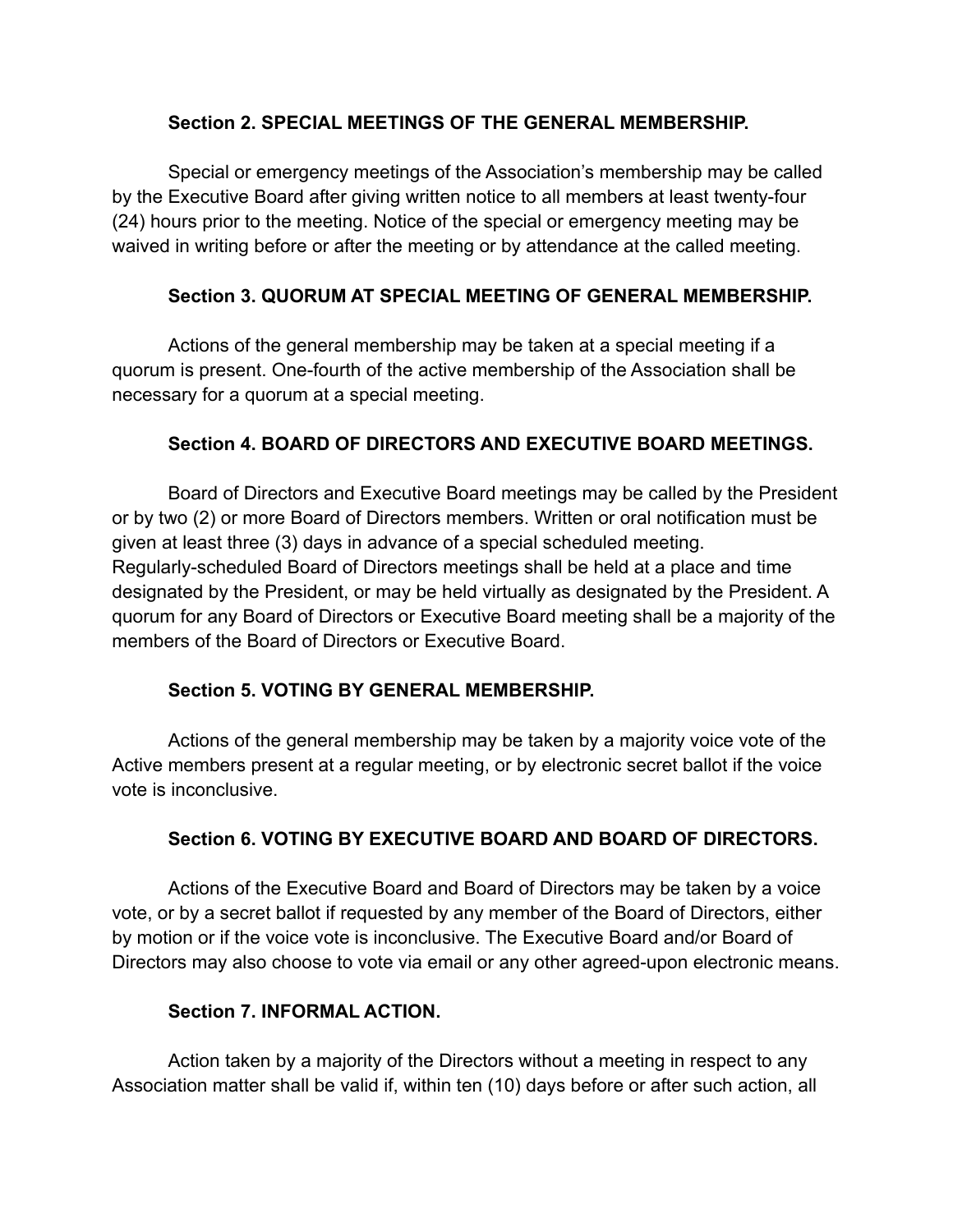### Section 2. SPECIAL MEETINGS OF THE GENERAL MEMBERSHIP.

Special or emergency meetings of the Association's membership may be called by the Executive Board after giving written notice to all members at least twenty-four (24) hours prior to the meeting. Notice of the special or emergency meeting may be waived in writing before or after the meeting or by attendance at the called meeting.

### Section 3. QUORUM AT SPECIAL MEETING OF GENERAL MEMBERSHIP.

Actions of the general membership may be taken at a special meeting if a quorum is present. One-fourth of the active membership of the Association shall be necessary for a quorum at a special meeting.

### Section 4. BOARD OF DIRECTORS AND EXECUTIVE BOARD MEETINGS.

Board of Directors and Executive Board meetings may be called by the President or by two (2) or more Board of Directors members. Written or oral notification must be given at least three (3) days in advance of a special scheduled meeting. Regularly-scheduled Board of Directors meetings shall be held at a place and time designated by the President, or may be held virtually as designated by the President. A quorum for any Board of Directors or Executive Board meeting shall be a majority of the members of the Board of Directors or Executive Board.

### Section 5. VOTING BY GENERAL MEMBERSHIP.

Actions of the general membership may be taken by a majority voice vote of the Active members present at a regular meeting, or by electronic secret ballot if the voice vote is inconclusive.

### Section 6. VOTING BY EXECUTIVE BOARD AND BOARD OF DIRECTORS.

Actions of the Executive Board and Board of Directors may be taken by a voice vote, or by a secret ballot if requested by any member of the Board of Directors, either by motion or if the voice vote is inconclusive. The Executive Board and/or Board of Directors may also choose to vote via email or any other agreed-upon electronic means.

### Section 7. INFORMAL ACTION.

Action taken by a majority of the Directors without a meeting in respect to any Association matter shall be valid if, within ten (10) days before or after such action, all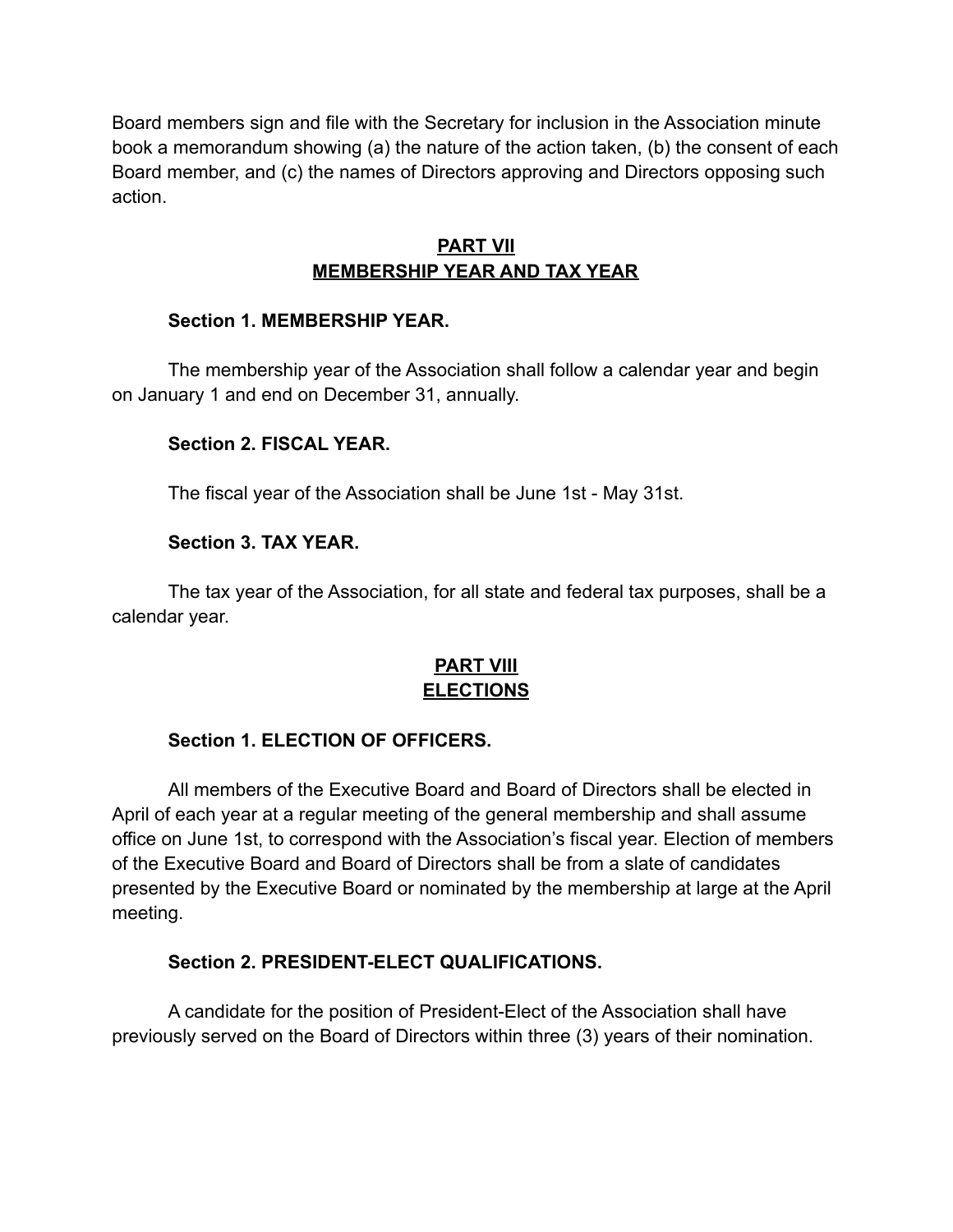Board members sign and file with the Secretary for inclusion in the Association minute book a memorandum showing (a) the nature of the action taken, (b) the consent of each Board member, and (c) the names of Directors approving and Directors opposing such action.

## PART VII
## MEMBERSHIP YEAR AND TAX YEAR

**Section 1. MEMBERSHIP YEAR.**

The membership year of the Association shall follow a calendar year and begin on January 1 and end on December 31, annually.

**Section 2. FISCAL YEAR.**

The fiscal year of the Association shall be June 1st - May 31st.

**Section 3. TAX YEAR.**

The tax year of the Association, for all state and federal tax purposes, shall be a calendar year.

## PART VIII
## ELECTIONS

**Section 1. ELECTION OF OFFICERS.**

All members of the Executive Board and Board of Directors shall be elected in April of each year at a regular meeting of the general membership and shall assume office on June 1st, to correspond with the Association's fiscal year. Election of members of the Executive Board and Board of Directors shall be from a slate of candidates presented by the Executive Board or nominated by the membership at large at the April meeting.

**Section 2. PRESIDENT-ELECT QUALIFICATIONS.**

A candidate for the position of President-Elect of the Association shall have previously served on the Board of Directors within three (3) years of their nomination.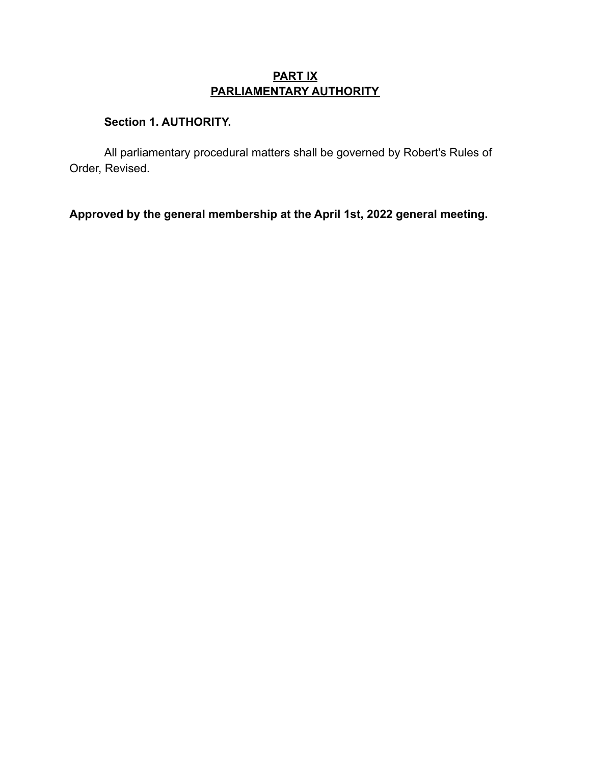# PART IX
# PARLIAMENTARY AUTHORITY

**Section 1. AUTHORITY.**

All parliamentary procedural matters shall be governed by Robert's Rules of Order, Revised.

**Approved by the general membership at the April 1st, 2022 general meeting.**